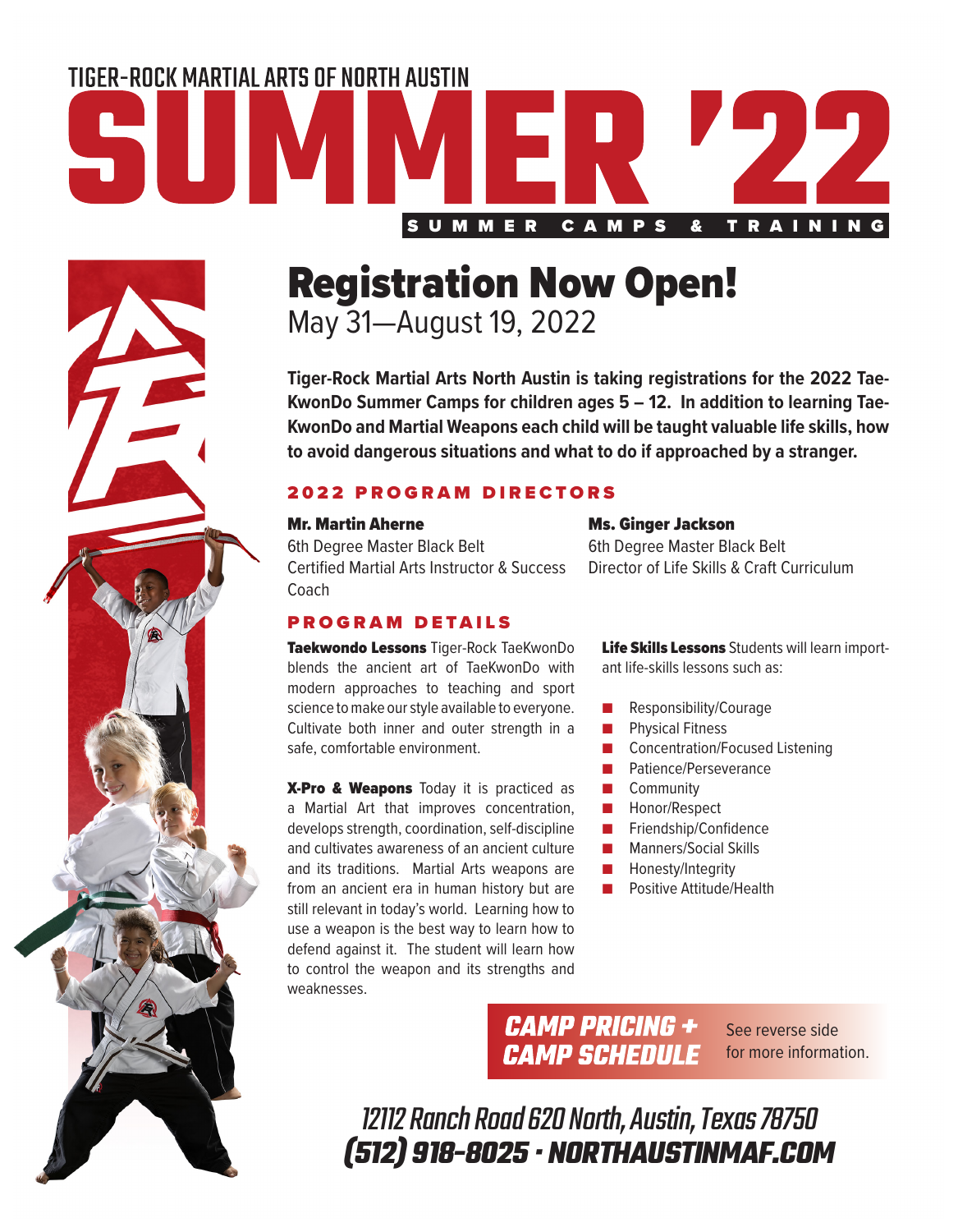TIGER-ROCK MARTIAL ARTS OF NORTH AUSTIN

# SUMMER '22

SUMMER CAMPS & TRAINING

## Registration Now Open!

May 31—August 19, 2022

**Tiger-Rock Martial Arts North Austin is taking registrations for the 2022 TaeKwonDo Summer Camps for children ages 5 – 12. In addition to learning TaeKwonDo and Martial Weapons each child will be taught valuable life skills, how to avoid dangerous situations and what to do if approached by a stranger.**

### 2022 PROGRAM DIRECTORS

**Mr. Martin Aherne**
6th Degree Master Black Belt
Certified Martial Arts Instructor & Success Coach

**Ms. Ginger Jackson**
6th Degree Master Black Belt
Director of Life Skills & Craft Curriculum

### PROGRAM DETAILS

**Taekwondo Lessons** Tiger-Rock TaeKwonDo blends the ancient art of TaeKwonDo with modern approaches to teaching and sport science to make our style available to everyone. Cultivate both inner and outer strength in a safe, comfortable environment.

**X-Pro & Weapons** Today it is practiced as a Martial Art that improves concentration, develops strength, coordination, self-discipline and cultivates awareness of an ancient culture and its traditions. Martial Arts weapons are from an ancient era in human history but are still relevant in today's world. Learning how to use a weapon is the best way to learn how to defend against it. The student will learn how to control the weapon and its strengths and weaknesses.

**Life Skills Lessons** Students will learn important life-skills lessons such as:

- Responsibility/Courage
- Physical Fitness
- Concentration/Focused Listening
- Patience/Perseverance
- Community
- Honor/Respect
- Friendship/Confidence
- Manners/Social Skills
- Honesty/Integrity
- Positive Attitude/Health

**CAMP PRICING + CAMP SCHEDULE** See reverse side for more information.

*12112 Ranch Road 620 North, Austin, Texas 78750*
***(512) 918-8025 · NORTHAUSTINMAF.COM***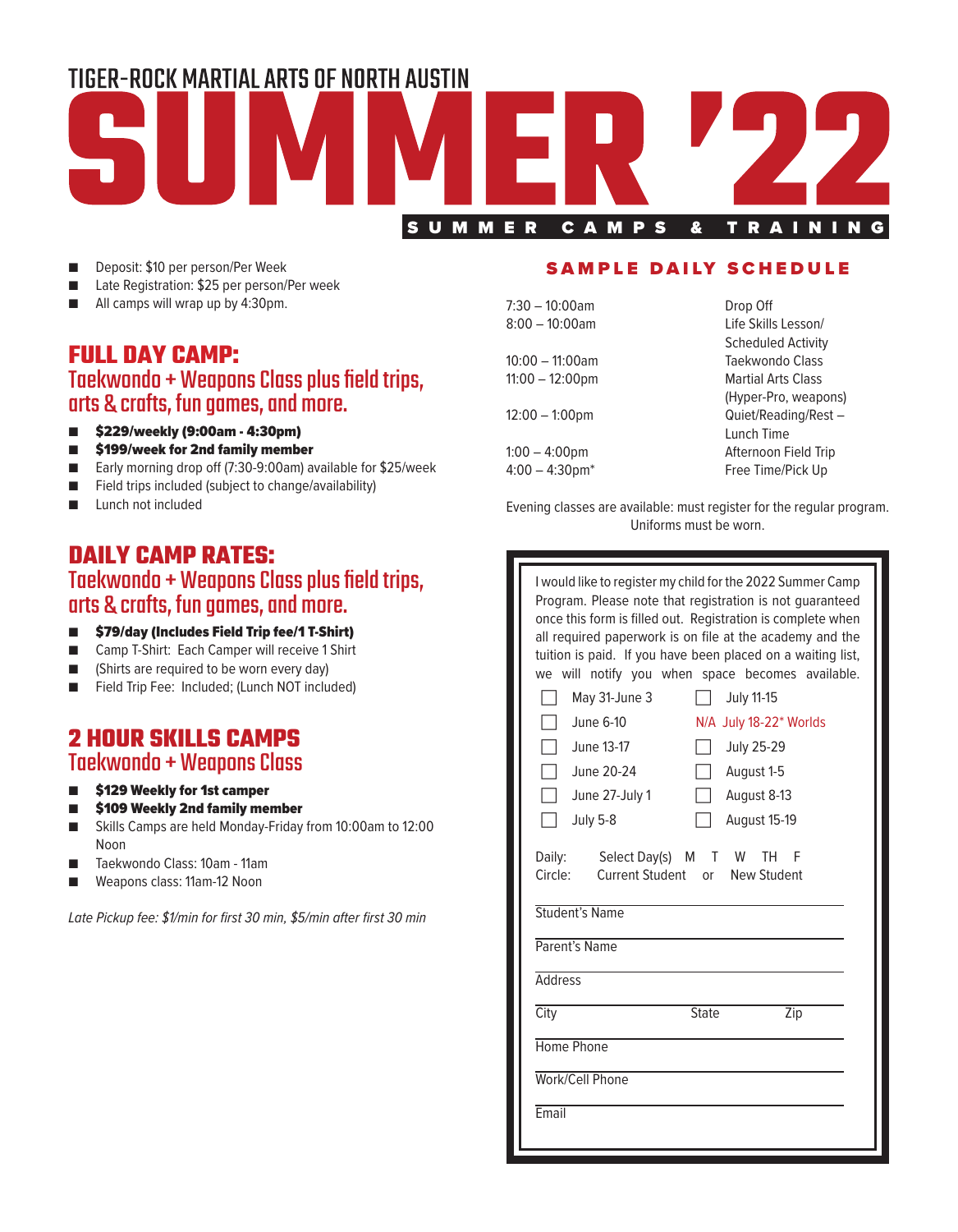TIGER-ROCK MARTIAL ARTS OF NORTH AUSTIN

# SUMMER '22

SUMMER CAMPS & TRAINING

- Deposit: $10 per person/Per Week
- Late Registration: $25 per person/Per week
- All camps will wrap up by 4:30pm.

## FULL DAY CAMP:

### Taekwondo + Weapons Class plus field trips, arts & crafts, fun games, and more.

- **$229/weekly (9:00am - 4:30pm)**
- **$199/week for 2nd family member**
- Early morning drop off (7:30-9:00am) available for $25/week
- Field trips included (subject to change/availability)
- Lunch not included

## DAILY CAMP RATES:

### Taekwondo + Weapons Class plus field trips, arts & crafts, fun games, and more.

- **$79/day (Includes Field Trip fee/1 T-Shirt)**
- Camp T-Shirt: Each Camper will receive 1 Shirt
- (Shirts are required to be worn every day)
- Field Trip Fee: Included; (Lunch NOT included)

## 2 HOUR SKILLS CAMPS

### Taekwondo + Weapons Class

- **$129 Weekly for 1st camper**
- **$109 Weekly 2nd family member**
- Skills Camps are held Monday-Friday from 10:00am to 12:00 Noon
- Taekwondo Class: 10am - 11am
- Weapons class: 11am-12 Noon

*Late Pickup fee: $1/min for first 30 min, $5/min after first 30 min*

## SAMPLE DAILY SCHEDULE

| | |
|---|---|
| 7:30 – 10:00am | Drop Off |
| 8:00 – 10:00am | Life Skills Lesson/ Scheduled Activity |
| 10:00 – 11:00am | Taekwondo Class |
| 11:00 – 12:00pm | Martial Arts Class (Hyper-Pro, weapons) |
| 12:00 – 1:00pm | Quiet/Reading/Rest – Lunch Time |
| 1:00 – 4:00pm | Afternoon Field Trip |
| 4:00 – 4:30pm* | Free Time/Pick Up |

Evening classes are available: must register for the regular program. Uniforms must be worn.

I would like to register my child for the 2022 Summer Camp Program. Please note that registration is not guaranteed once this form is filled out. Registration is complete when all required paperwork is on file at the academy and the tuition is paid. If you have been placed on a waiting list, we will notify you when space becomes available.

- ☐ May 31-June 3
- ☐ June 6-10
- ☐ June 13-17
- ☐ June 20-24
- ☐ June 27-July 1
- ☐ July 5-8
- ☐ July 11-15
- N/A July 18-22* Worlds
- ☐ July 25-29
- ☐ August 1-5
- ☐ August 8-13
- ☐ August 15-19

Daily: Select Day(s) M T W TH F

Circle: Current Student or New Student

Student's Name ______________________

Parent's Name ______________________

Address ______________________

City __________ State __________ Zip __________

Home Phone ______________________

Work/Cell Phone ______________________

Email ______________________